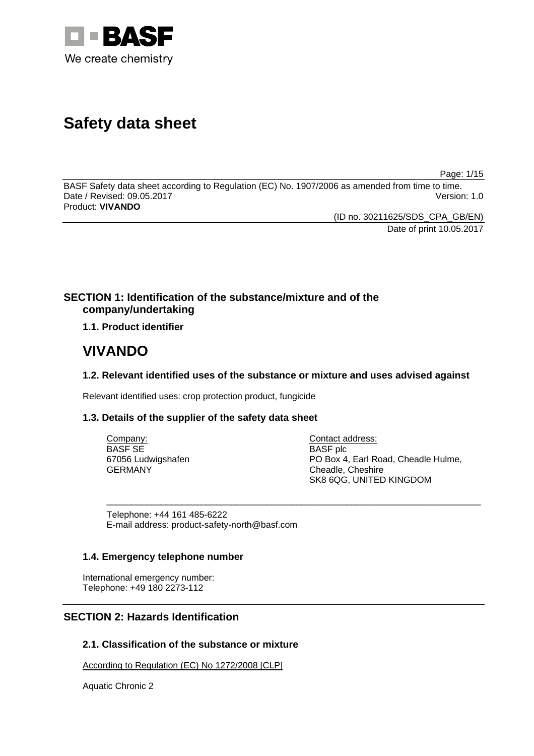BASF
We create chemistry

# Safety data sheet

BASF Safety data sheet according to Regulation (EC) No. 1907/2006 as amended from time to time.
Date / Revised: 09.05.2017 Version: 1.0
Product: **VIVANDO**

(ID no. 30211625/SDS_CPA_GB/EN)
Date of print 10.05.2017

## SECTION 1: Identification of the substance/mixture and of the company/undertaking

### 1.1. Product identifier

# VIVANDO

### 1.2. Relevant identified uses of the substance or mixture and uses advised against

Relevant identified uses: crop protection product, fungicide

### 1.3. Details of the supplier of the safety data sheet

Company:
BASF SE
67056 Ludwigshafen
GERMANY

Contact address:
BASF plc
PO Box 4, Earl Road, Cheadle Hulme,
Cheadle, Cheshire
SK8 6QG, UNITED KINGDOM

Telephone: +44 161 485-6222
E-mail address: product-safety-north@basf.com

### 1.4. Emergency telephone number

International emergency number:
Telephone: +49 180 2273-112

## SECTION 2: Hazards Identification

### 2.1. Classification of the substance or mixture

According to Regulation (EC) No 1272/2008 [CLP]

Aquatic Chronic 2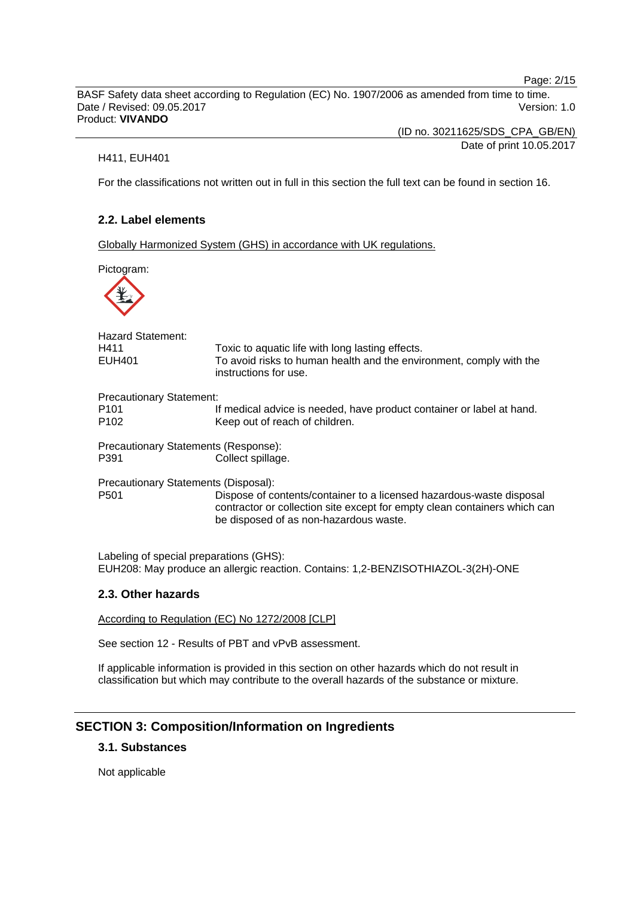H411, EUH401

For the classifications not written out in full in this section the full text can be found in section 16.

### 2.2. Label elements

Globally Harmonized System (GHS) in accordance with UK regulations.

Pictogram:

Hazard Statement:

| | |
|---|---|
| H411 | Toxic to aquatic life with long lasting effects. |
| EUH401 | To avoid risks to human health and the environment, comply with the instructions for use. |

Precautionary Statement:

| | |
|---|---|
| P101 | If medical advice is needed, have product container or label at hand. |
| P102 | Keep out of reach of children. |

Precautionary Statements (Response):

| | |
|---|---|
| P391 | Collect spillage. |

Precautionary Statements (Disposal):

| | |
|---|---|
| P501 | Dispose of contents/container to a licensed hazardous-waste disposal contractor or collection site except for empty clean containers which can be disposed of as non-hazardous waste. |

Labeling of special preparations (GHS):
EUH208: May produce an allergic reaction. Contains: 1,2-BENZISOTHIAZOL-3(2H)-ONE

### 2.3. Other hazards

According to Regulation (EC) No 1272/2008 [CLP]

See section 12 - Results of PBT and vPvB assessment.

If applicable information is provided in this section on other hazards which do not result in classification but which may contribute to the overall hazards of the substance or mixture.

## SECTION 3: Composition/Information on Ingredients

### 3.1. Substances

Not applicable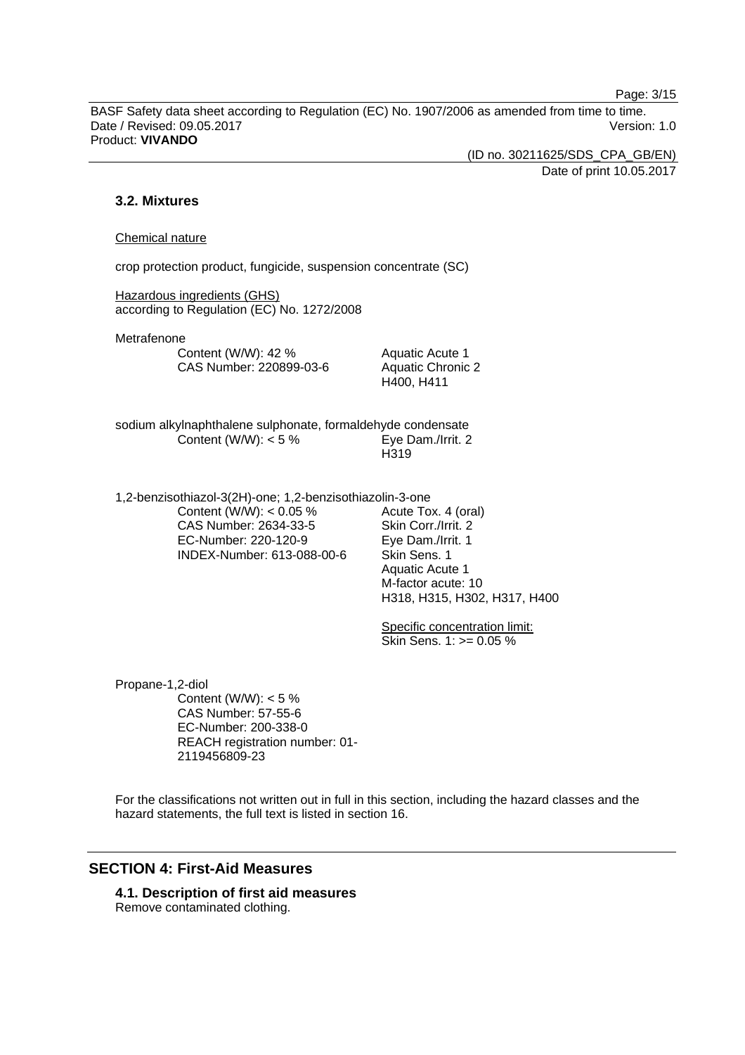### 3.2. Mixtures

Chemical nature

crop protection product, fungicide, suspension concentrate (SC)

Hazardous ingredients (GHS)
according to Regulation (EC) No. 1272/2008

Metrafenone

| | |
|---|---|
| Content (W/W): 42 %<br>CAS Number: 220899-03-6 | Aquatic Acute 1<br>Aquatic Chronic 2<br>H400, H411 |

sodium alkylnaphthalene sulphonate, formaldehyde condensate

| | |
|---|---|
| Content (W/W): < 5 % | Eye Dam./Irrit. 2<br>H319 |

1,2-benzisothiazol-3(2H)-one; 1,2-benzisothiazolin-3-one

| | |
|---|---|
| Content (W/W): < 0.05 %<br>CAS Number: 2634-33-5<br>EC-Number: 220-120-9<br>INDEX-Number: 613-088-00-6 | Acute Tox. 4 (oral)<br>Skin Corr./Irrit. 2<br>Eye Dam./Irrit. 1<br>Skin Sens. 1<br>Aquatic Acute 1<br>M-factor acute: 10<br>H318, H315, H302, H317, H400<br><br>Specific concentration limit:<br>Skin Sens. 1: >= 0.05 % |

Propane-1,2-diol

Content (W/W): < 5 %
CAS Number: 57-55-6
EC-Number: 200-338-0
REACH registration number: 01-2119456809-23

For the classifications not written out in full in this section, including the hazard classes and the hazard statements, the full text is listed in section 16.

## SECTION 4: First-Aid Measures

### 4.1. Description of first aid measures

Remove contaminated clothing.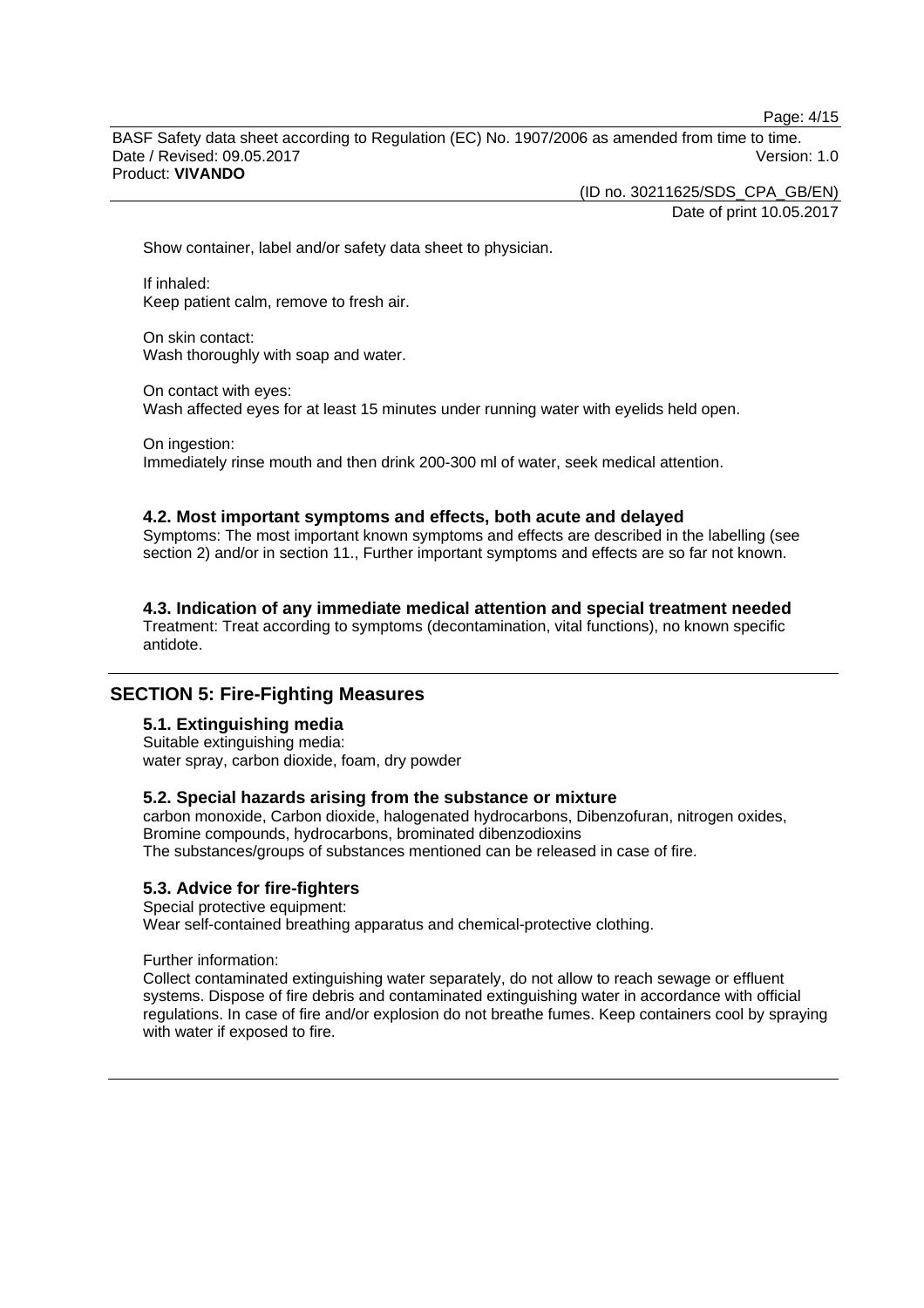Show container, label and/or safety data sheet to physician.

If inhaled:
Keep patient calm, remove to fresh air.

On skin contact:
Wash thoroughly with soap and water.

On contact with eyes:
Wash affected eyes for at least 15 minutes under running water with eyelids held open.

On ingestion:
Immediately rinse mouth and then drink 200-300 ml of water, seek medical attention.

### 4.2. Most important symptoms and effects, both acute and delayed

Symptoms: The most important known symptoms and effects are described in the labelling (see section 2) and/or in section 11., Further important symptoms and effects are so far not known.

### 4.3. Indication of any immediate medical attention and special treatment needed

Treatment: Treat according to symptoms (decontamination, vital functions), no known specific antidote.

## SECTION 5: Fire-Fighting Measures

### 5.1. Extinguishing media

Suitable extinguishing media:
water spray, carbon dioxide, foam, dry powder

### 5.2. Special hazards arising from the substance or mixture

carbon monoxide, Carbon dioxide, halogenated hydrocarbons, Dibenzofuran, nitrogen oxides, Bromine compounds, hydrocarbons, brominated dibenzodioxins
The substances/groups of substances mentioned can be released in case of fire.

### 5.3. Advice for fire-fighters

Special protective equipment:
Wear self-contained breathing apparatus and chemical-protective clothing.

Further information:
Collect contaminated extinguishing water separately, do not allow to reach sewage or effluent systems. Dispose of fire debris and contaminated extinguishing water in accordance with official regulations. In case of fire and/or explosion do not breathe fumes. Keep containers cool by spraying with water if exposed to fire.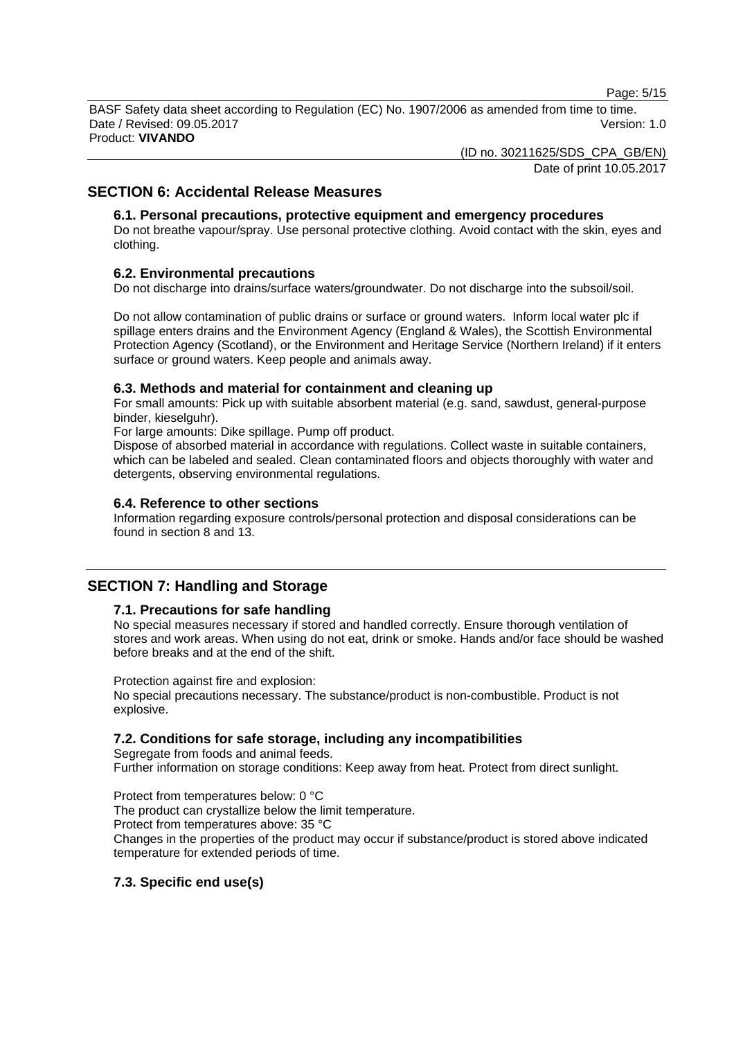## SECTION 6: Accidental Release Measures

### 6.1. Personal precautions, protective equipment and emergency procedures

Do not breathe vapour/spray. Use personal protective clothing. Avoid contact with the skin, eyes and clothing.

### 6.2. Environmental precautions

Do not discharge into drains/surface waters/groundwater. Do not discharge into the subsoil/soil.

Do not allow contamination of public drains or surface or ground waters. Inform local water plc if spillage enters drains and the Environment Agency (England & Wales), the Scottish Environmental Protection Agency (Scotland), or the Environment and Heritage Service (Northern Ireland) if it enters surface or ground waters. Keep people and animals away.

### 6.3. Methods and material for containment and cleaning up

For small amounts: Pick up with suitable absorbent material (e.g. sand, sawdust, general-purpose binder, kieselguhr).

For large amounts: Dike spillage. Pump off product.

Dispose of absorbed material in accordance with regulations. Collect waste in suitable containers, which can be labeled and sealed. Clean contaminated floors and objects thoroughly with water and detergents, observing environmental regulations.

### 6.4. Reference to other sections

Information regarding exposure controls/personal protection and disposal considerations can be found in section 8 and 13.

## SECTION 7: Handling and Storage

### 7.1. Precautions for safe handling

No special measures necessary if stored and handled correctly. Ensure thorough ventilation of stores and work areas. When using do not eat, drink or smoke. Hands and/or face should be washed before breaks and at the end of the shift.

Protection against fire and explosion:
No special precautions necessary. The substance/product is non-combustible. Product is not explosive.

### 7.2. Conditions for safe storage, including any incompatibilities

Segregate from foods and animal feeds.
Further information on storage conditions: Keep away from heat. Protect from direct sunlight.

Protect from temperatures below: 0 °C
The product can crystallize below the limit temperature.
Protect from temperatures above: 35 °C
Changes in the properties of the product may occur if substance/product is stored above indicated temperature for extended periods of time.

### 7.3. Specific end use(s)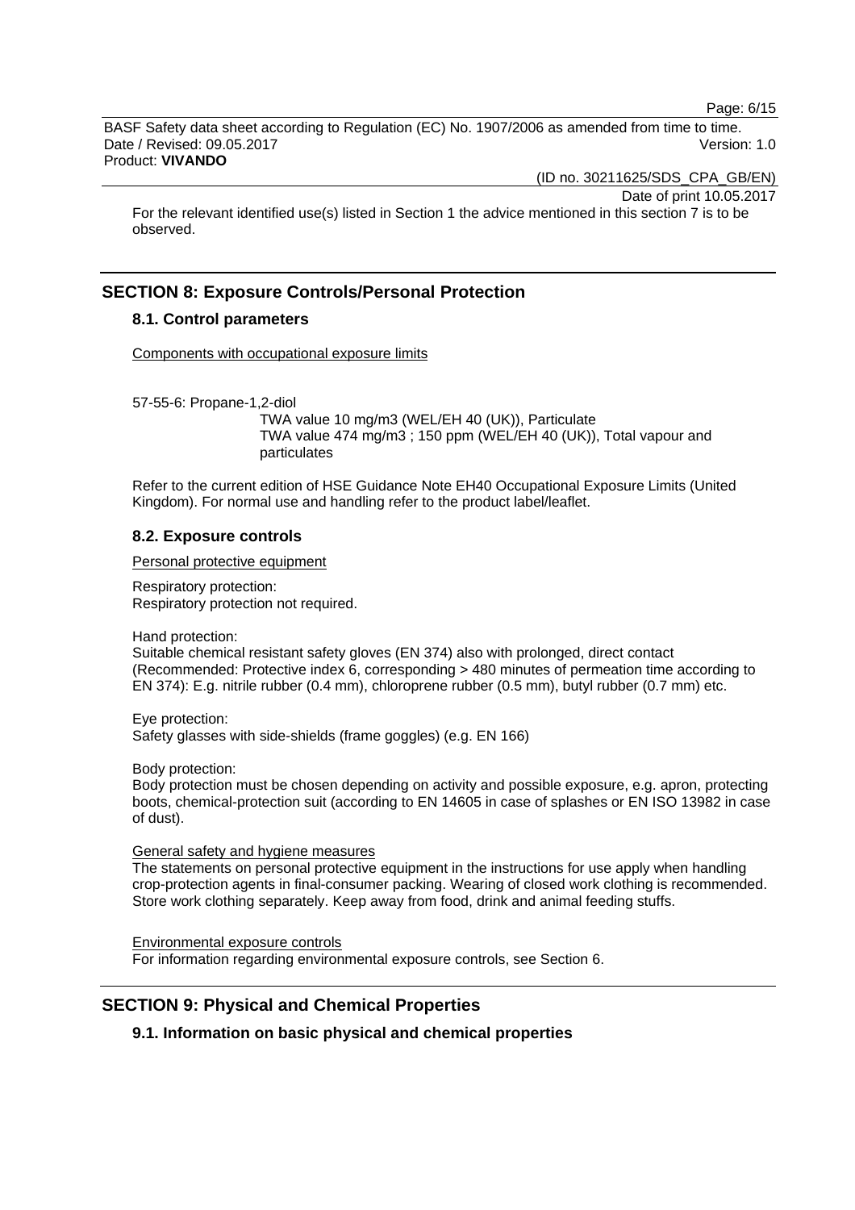For the relevant identified use(s) listed in Section 1 the advice mentioned in this section 7 is to be observed.

## SECTION 8: Exposure Controls/Personal Protection

### 8.1. Control parameters

Components with occupational exposure limits

57-55-6: Propane-1,2-diol

TWA value 10 mg/m3 (WEL/EH 40 (UK)), Particulate
TWA value 474 mg/m3 ; 150 ppm (WEL/EH 40 (UK)), Total vapour and particulates

Refer to the current edition of HSE Guidance Note EH40 Occupational Exposure Limits (United Kingdom). For normal use and handling refer to the product label/leaflet.

### 8.2. Exposure controls

Personal protective equipment

Respiratory protection:
Respiratory protection not required.

Hand protection:
Suitable chemical resistant safety gloves (EN 374) also with prolonged, direct contact (Recommended: Protective index 6, corresponding > 480 minutes of permeation time according to EN 374): E.g. nitrile rubber (0.4 mm), chloroprene rubber (0.5 mm), butyl rubber (0.7 mm) etc.

Eye protection:
Safety glasses with side-shields (frame goggles) (e.g. EN 166)

Body protection:
Body protection must be chosen depending on activity and possible exposure, e.g. apron, protecting boots, chemical-protection suit (according to EN 14605 in case of splashes or EN ISO 13982 in case of dust).

General safety and hygiene measures

The statements on personal protective equipment in the instructions for use apply when handling crop-protection agents in final-consumer packing. Wearing of closed work clothing is recommended. Store work clothing separately. Keep away from food, drink and animal feeding stuffs.

Environmental exposure controls

For information regarding environmental exposure controls, see Section 6.

## SECTION 9: Physical and Chemical Properties

### 9.1. Information on basic physical and chemical properties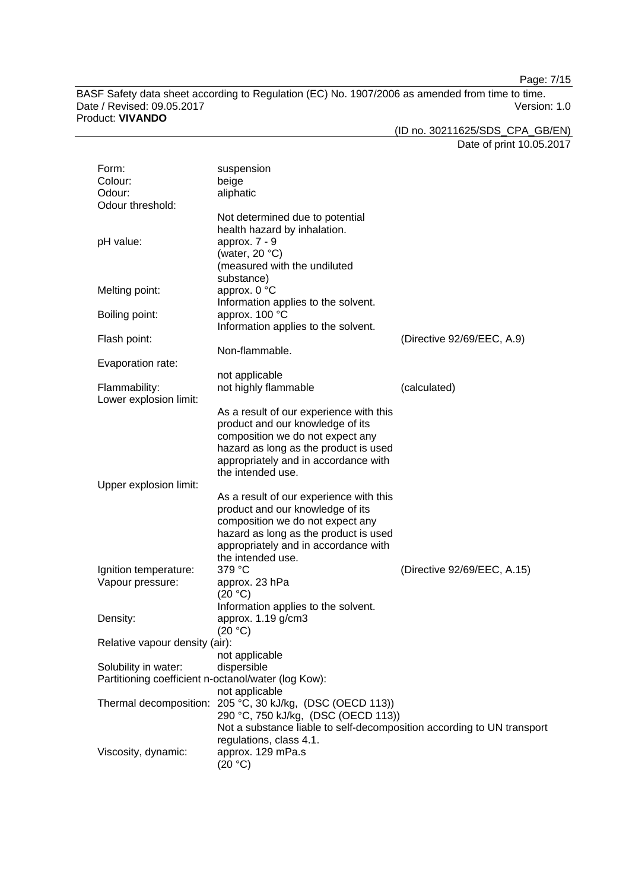| Property | Value | Method |
|---|---|---|
| Form: | suspension | |
| Colour: | beige | |
| Odour: | aliphatic | |
| Odour threshold: | Not determined due to potential health hazard by inhalation. | |
| pH value: | approx. 7 - 9 (water, 20 °C) (measured with the undiluted substance) | |
| Melting point: | approx. 0 °C Information applies to the solvent. | |
| Boiling point: | approx. 100 °C Information applies to the solvent. | |
| Flash point: | Non-flammable. | (Directive 92/69/EEC, A.9) |
| Evaporation rate: | not applicable | |
| Flammability: | not highly flammable | (calculated) |
| Lower explosion limit: | As a result of our experience with this product and our knowledge of its composition we do not expect any hazard as long as the product is used appropriately and in accordance with the intended use. | |
| Upper explosion limit: | As a result of our experience with this product and our knowledge of its composition we do not expect any hazard as long as the product is used appropriately and in accordance with the intended use. | |
| Ignition temperature: | 379 °C | (Directive 92/69/EEC, A.15) |
| Vapour pressure: | approx. 23 hPa (20 °C) Information applies to the solvent. | |
| Density: | approx. 1.19 g/cm3 (20 °C) | |
| Relative vapour density (air): | not applicable | |
| Solubility in water: | dispersible | |
| Partitioning coefficient n-octanol/water (log Kow): | not applicable | |
| Thermal decomposition: | 205 °C, 30 kJ/kg, (DSC (OECD 113)) 290 °C, 750 kJ/kg, (DSC (OECD 113)) Not a substance liable to self-decomposition according to UN transport regulations, class 4.1. | |
| Viscosity, dynamic: | approx. 129 mPa.s (20 °C) | |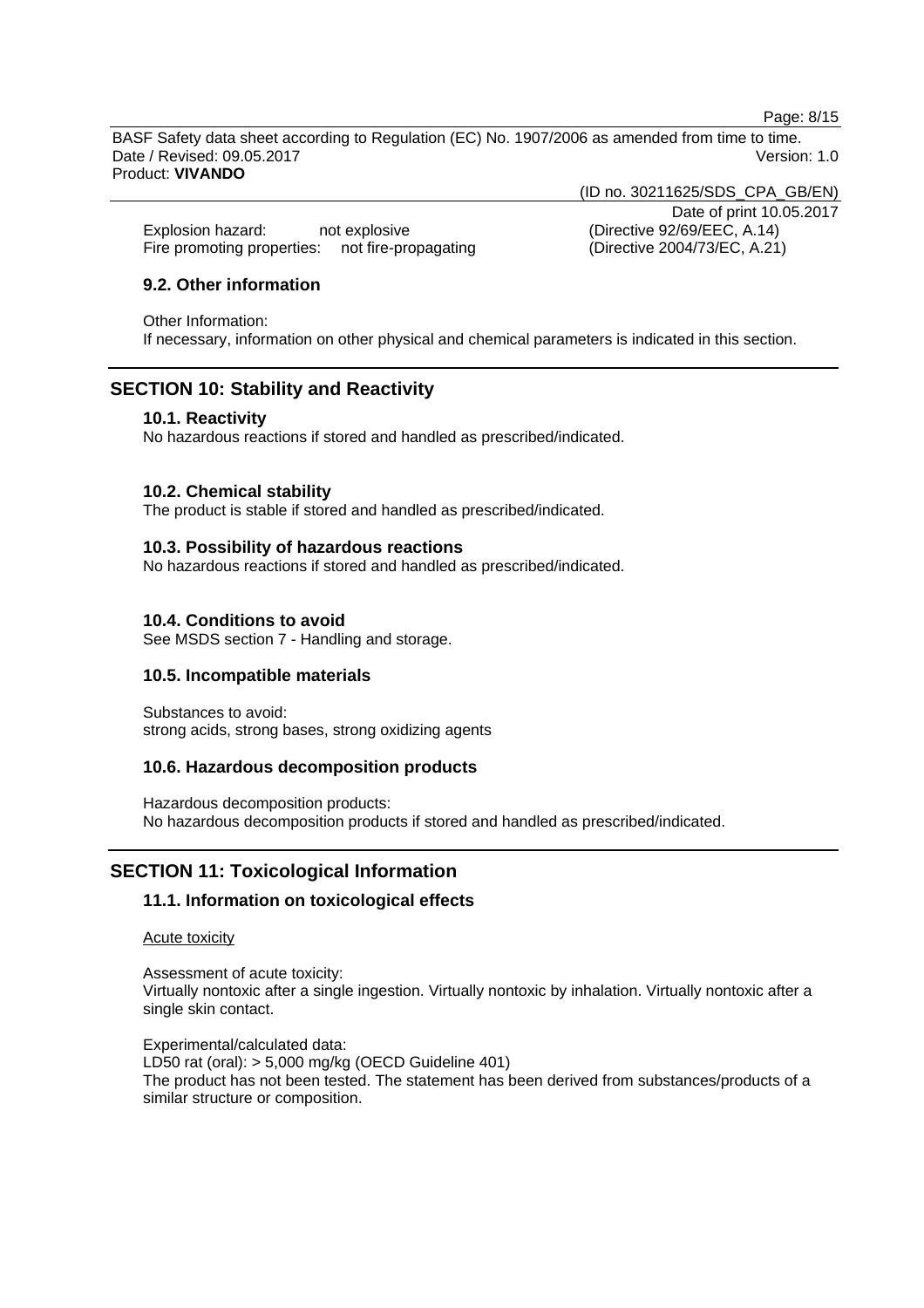Explosion hazard: not explosive (Directive 92/69/EEC, A.14)
Fire promoting properties: not fire-propagating (Directive 2004/73/EC, A.21)

### 9.2. Other information

Other Information:
If necessary, information on other physical and chemical parameters is indicated in this section.

## SECTION 10: Stability and Reactivity

### 10.1. Reactivity

No hazardous reactions if stored and handled as prescribed/indicated.

### 10.2. Chemical stability

The product is stable if stored and handled as prescribed/indicated.

### 10.3. Possibility of hazardous reactions

No hazardous reactions if stored and handled as prescribed/indicated.

### 10.4. Conditions to avoid

See MSDS section 7 - Handling and storage.

### 10.5. Incompatible materials

Substances to avoid:
strong acids, strong bases, strong oxidizing agents

### 10.6. Hazardous decomposition products

Hazardous decomposition products:
No hazardous decomposition products if stored and handled as prescribed/indicated.

## SECTION 11: Toxicological Information

### 11.1. Information on toxicological effects

Acute toxicity

Assessment of acute toxicity:
Virtually nontoxic after a single ingestion. Virtually nontoxic by inhalation. Virtually nontoxic after a single skin contact.

Experimental/calculated data:
LD50 rat (oral): > 5,000 mg/kg (OECD Guideline 401)
The product has not been tested. The statement has been derived from substances/products of a similar structure or composition.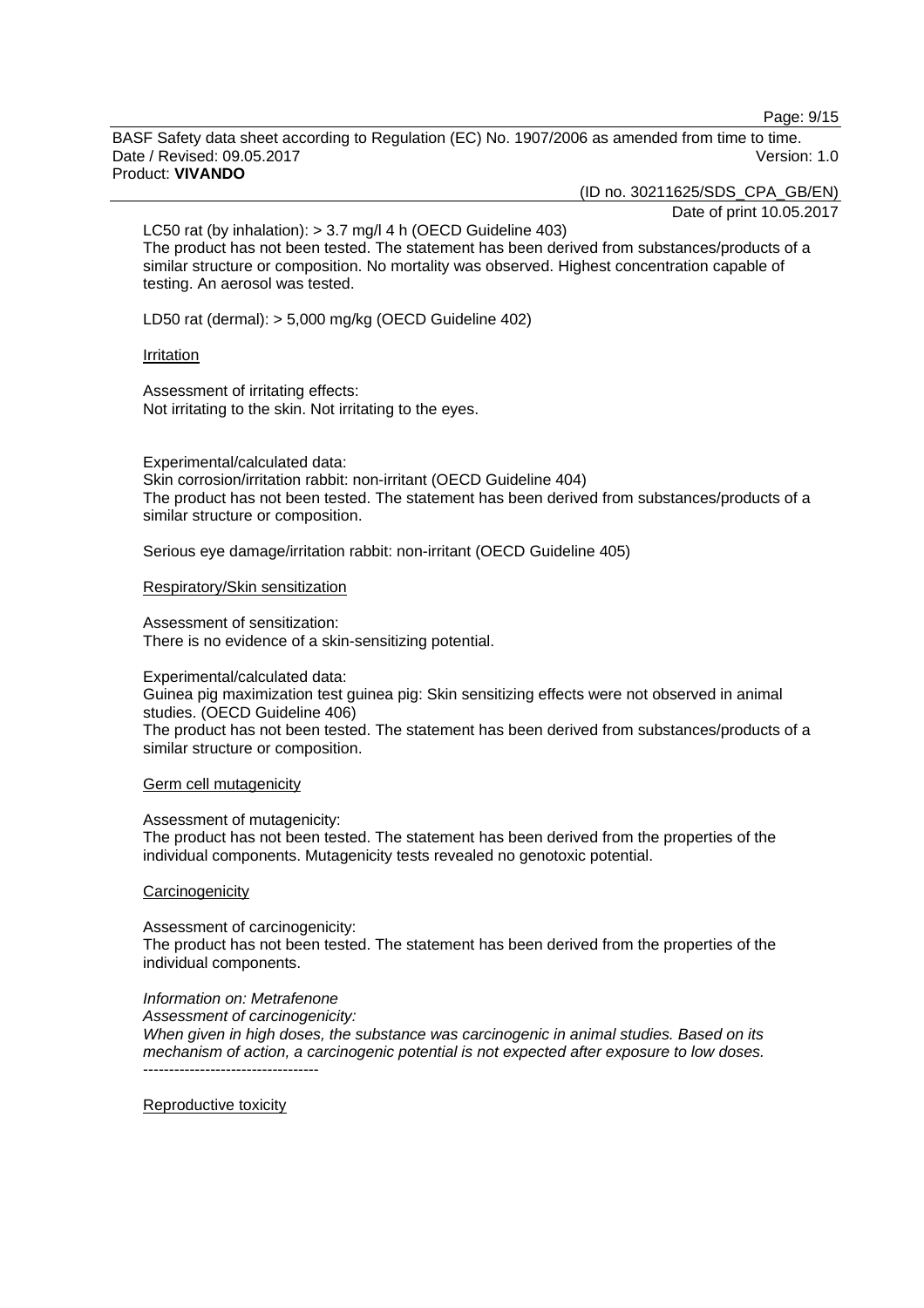LC50 rat (by inhalation): > 3.7 mg/l 4 h (OECD Guideline 403)
The product has not been tested. The statement has been derived from substances/products of a similar structure or composition. No mortality was observed. Highest concentration capable of testing. An aerosol was tested.

LD50 rat (dermal): > 5,000 mg/kg (OECD Guideline 402)

Irritation

Assessment of irritating effects:
Not irritating to the skin. Not irritating to the eyes.

Experimental/calculated data:
Skin corrosion/irritation rabbit: non-irritant (OECD Guideline 404)
The product has not been tested. The statement has been derived from substances/products of a similar structure or composition.

Serious eye damage/irritation rabbit: non-irritant (OECD Guideline 405)

Respiratory/Skin sensitization

Assessment of sensitization:
There is no evidence of a skin-sensitizing potential.

Experimental/calculated data:
Guinea pig maximization test guinea pig: Skin sensitizing effects were not observed in animal studies. (OECD Guideline 406)
The product has not been tested. The statement has been derived from substances/products of a similar structure or composition.

Germ cell mutagenicity

Assessment of mutagenicity:
The product has not been tested. The statement has been derived from the properties of the individual components. Mutagenicity tests revealed no genotoxic potential.

Carcinogenicity

Assessment of carcinogenicity:
The product has not been tested. The statement has been derived from the properties of the individual components.

*Information on: Metrafenone*
*Assessment of carcinogenicity:*
*When given in high doses, the substance was carcinogenic in animal studies. Based on its mechanism of action, a carcinogenic potential is not expected after exposure to low doses.*
----------------------------------

Reproductive toxicity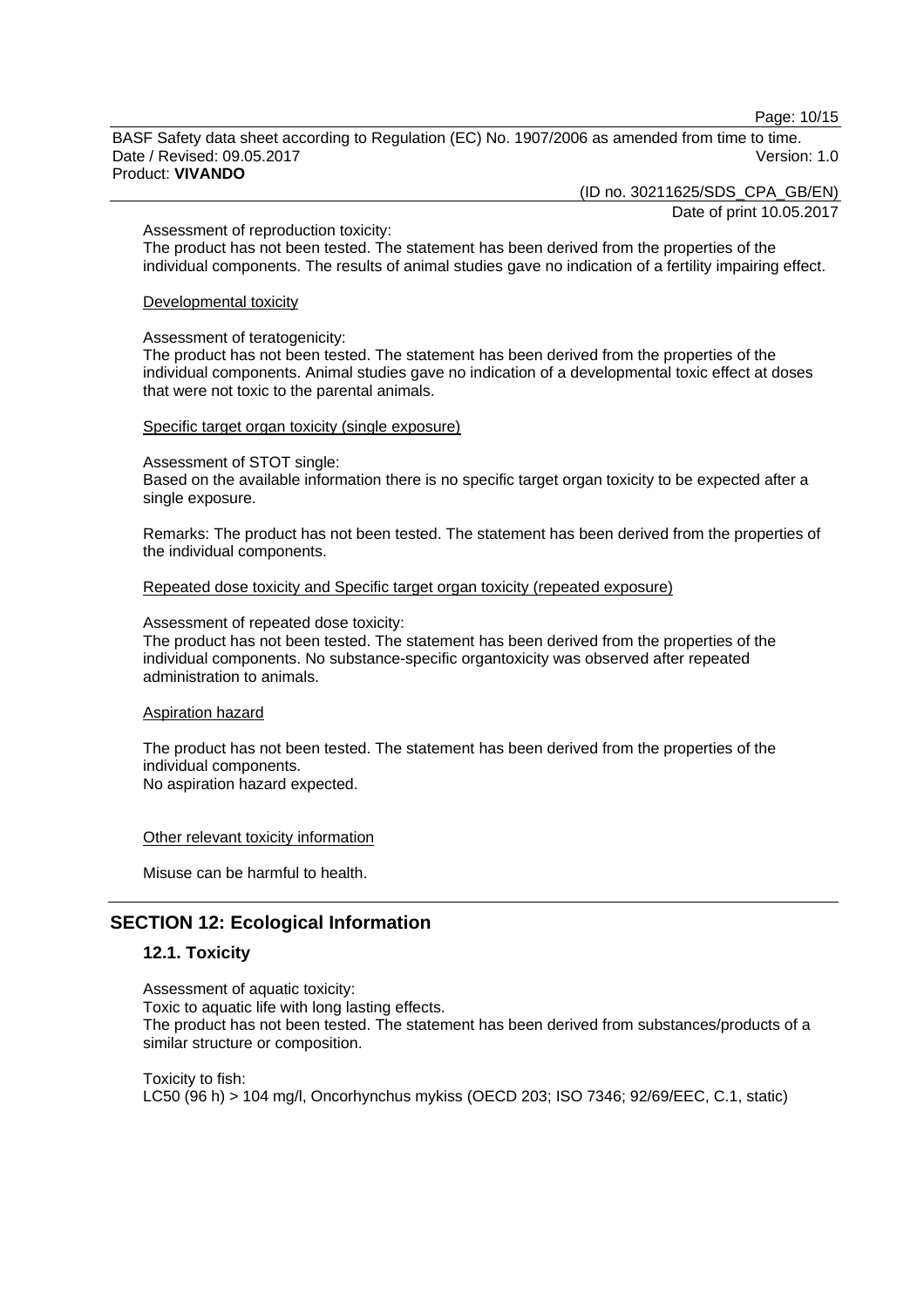Assessment of reproduction toxicity:
The product has not been tested. The statement has been derived from the properties of the individual components. The results of animal studies gave no indication of a fertility impairing effect.

Developmental toxicity

Assessment of teratogenicity:
The product has not been tested. The statement has been derived from the properties of the individual components. Animal studies gave no indication of a developmental toxic effect at doses that were not toxic to the parental animals.

Specific target organ toxicity (single exposure)

Assessment of STOT single:
Based on the available information there is no specific target organ toxicity to be expected after a single exposure.

Remarks: The product has not been tested. The statement has been derived from the properties of the individual components.

Repeated dose toxicity and Specific target organ toxicity (repeated exposure)

Assessment of repeated dose toxicity:
The product has not been tested. The statement has been derived from the properties of the individual components. No substance-specific organtoxicity was observed after repeated administration to animals.

Aspiration hazard

The product has not been tested. The statement has been derived from the properties of the individual components.
No aspiration hazard expected.

Other relevant toxicity information

Misuse can be harmful to health.

## SECTION 12: Ecological Information

### 12.1. Toxicity

Assessment of aquatic toxicity:
Toxic to aquatic life with long lasting effects.
The product has not been tested. The statement has been derived from substances/products of a similar structure or composition.

Toxicity to fish:
LC50 (96 h) > 104 mg/l, Oncorhynchus mykiss (OECD 203; ISO 7346; 92/69/EEC, C.1, static)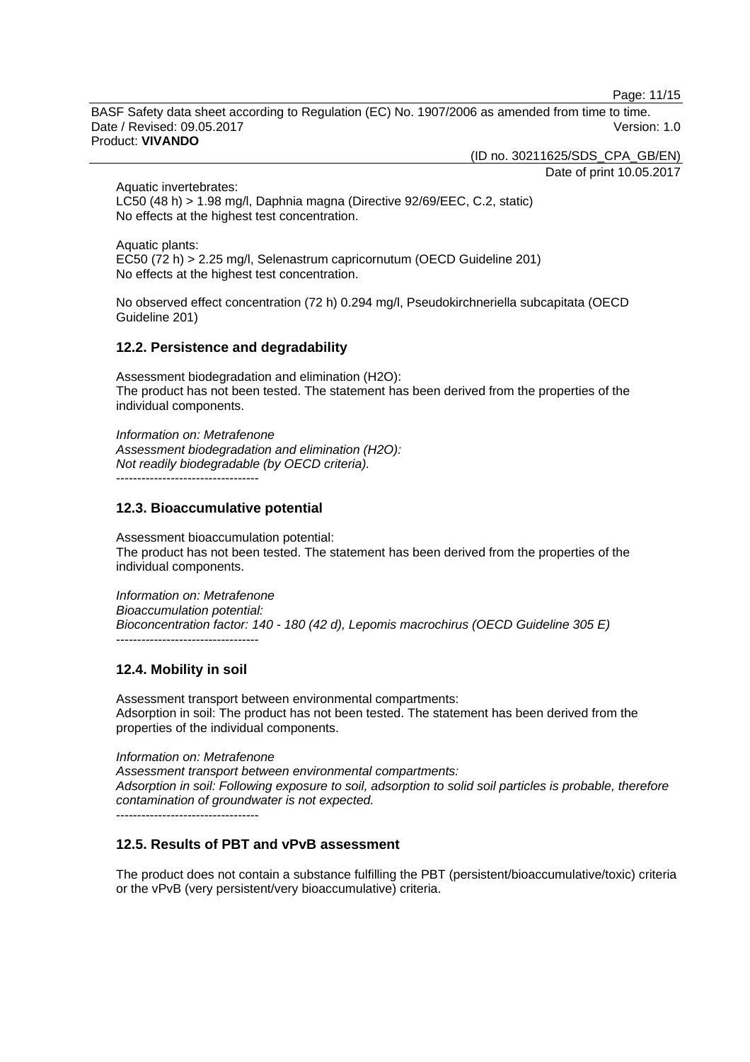Aquatic invertebrates:
LC50 (48 h) > 1.98 mg/l, Daphnia magna (Directive 92/69/EEC, C.2, static)
No effects at the highest test concentration.

Aquatic plants:
EC50 (72 h) > 2.25 mg/l, Selenastrum capricornutum (OECD Guideline 201)
No effects at the highest test concentration.

No observed effect concentration (72 h) 0.294 mg/l, Pseudokirchneriella subcapitata (OECD Guideline 201)

### 12.2. Persistence and degradability

Assessment biodegradation and elimination (H2O):
The product has not been tested. The statement has been derived from the properties of the individual components.

*Information on: Metrafenone*
*Assessment biodegradation and elimination (H2O):*
*Not readily biodegradable (by OECD criteria).*
----------------------------------

### 12.3. Bioaccumulative potential

Assessment bioaccumulation potential:
The product has not been tested. The statement has been derived from the properties of the individual components.

*Information on: Metrafenone*
*Bioaccumulation potential:*
*Bioconcentration factor: 140 - 180 (42 d), Lepomis macrochirus (OECD Guideline 305 E)*
----------------------------------

### 12.4. Mobility in soil

Assessment transport between environmental compartments:
Adsorption in soil: The product has not been tested. The statement has been derived from the properties of the individual components.

*Information on: Metrafenone*
*Assessment transport between environmental compartments:*
*Adsorption in soil: Following exposure to soil, adsorption to solid soil particles is probable, therefore contamination of groundwater is not expected.*
----------------------------------

### 12.5. Results of PBT and vPvB assessment

The product does not contain a substance fulfilling the PBT (persistent/bioaccumulative/toxic) criteria or the vPvB (very persistent/very bioaccumulative) criteria.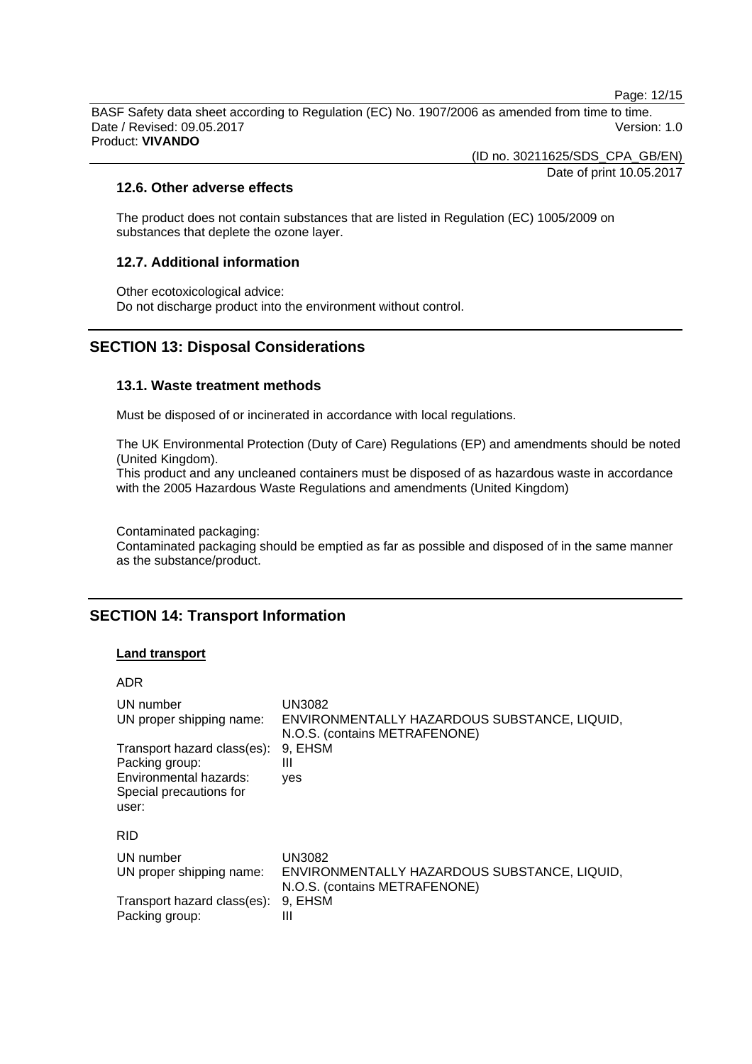### 12.6. Other adverse effects

The product does not contain substances that are listed in Regulation (EC) 1005/2009 on substances that deplete the ozone layer.

### 12.7. Additional information

Other ecotoxicological advice:
Do not discharge product into the environment without control.

## SECTION 13: Disposal Considerations

### 13.1. Waste treatment methods

Must be disposed of or incinerated in accordance with local regulations.

The UK Environmental Protection (Duty of Care) Regulations (EP) and amendments should be noted (United Kingdom).
This product and any uncleaned containers must be disposed of as hazardous waste in accordance with the 2005 Hazardous Waste Regulations and amendments (United Kingdom)

Contaminated packaging:
Contaminated packaging should be emptied as far as possible and disposed of in the same manner as the substance/product.

## SECTION 14: Transport Information

**Land transport**

ADR

| | |
|---|---|
| UN number | UN3082 |
| UN proper shipping name: | ENVIRONMENTALLY HAZARDOUS SUBSTANCE, LIQUID, N.O.S. (contains METRAFENONE) |
| Transport hazard class(es): | 9, EHSM |
| Packing group: | III |
| Environmental hazards: | yes |
| Special precautions for user: | |

RID

| | |
|---|---|
| UN number | UN3082 |
| UN proper shipping name: | ENVIRONMENTALLY HAZARDOUS SUBSTANCE, LIQUID, N.O.S. (contains METRAFENONE) |
| Transport hazard class(es): | 9, EHSM |
| Packing group: | III |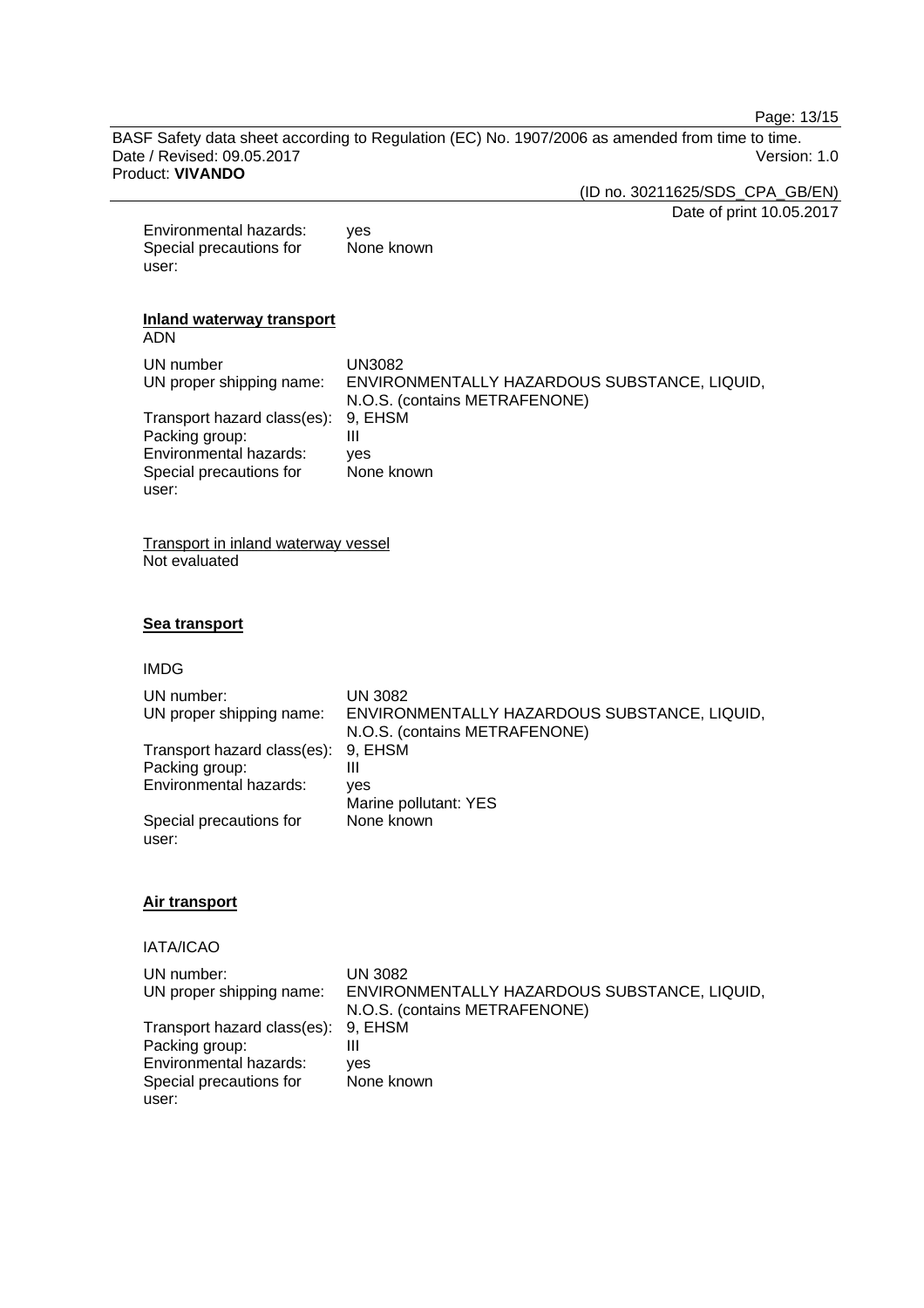| | |
|---|---|
| Environmental hazards: | yes |
| Special precautions for user: | None known |

**Inland waterway transport**

ADN

| | |
|---|---|
| UN number | UN3082 |
| UN proper shipping name: | ENVIRONMENTALLY HAZARDOUS SUBSTANCE, LIQUID, N.O.S. (contains METRAFENONE) |
| Transport hazard class(es): | 9, EHSM |
| Packing group: | III |
| Environmental hazards: | yes |
| Special precautions for user: | None known |

Transport in inland waterway vessel

Not evaluated

**Sea transport**

IMDG

| | |
|---|---|
| UN number: | UN 3082 |
| UN proper shipping name: | ENVIRONMENTALLY HAZARDOUS SUBSTANCE, LIQUID, N.O.S. (contains METRAFENONE) |
| Transport hazard class(es): | 9, EHSM |
| Packing group: | III |
| Environmental hazards: | yes<br>Marine pollutant: YES |
| Special precautions for user: | None known |

**Air transport**

IATA/ICAO

| | |
|---|---|
| UN number: | UN 3082 |
| UN proper shipping name: | ENVIRONMENTALLY HAZARDOUS SUBSTANCE, LIQUID, N.O.S. (contains METRAFENONE) |
| Transport hazard class(es): | 9, EHSM |
| Packing group: | III |
| Environmental hazards: | yes |
| Special precautions for user: | None known |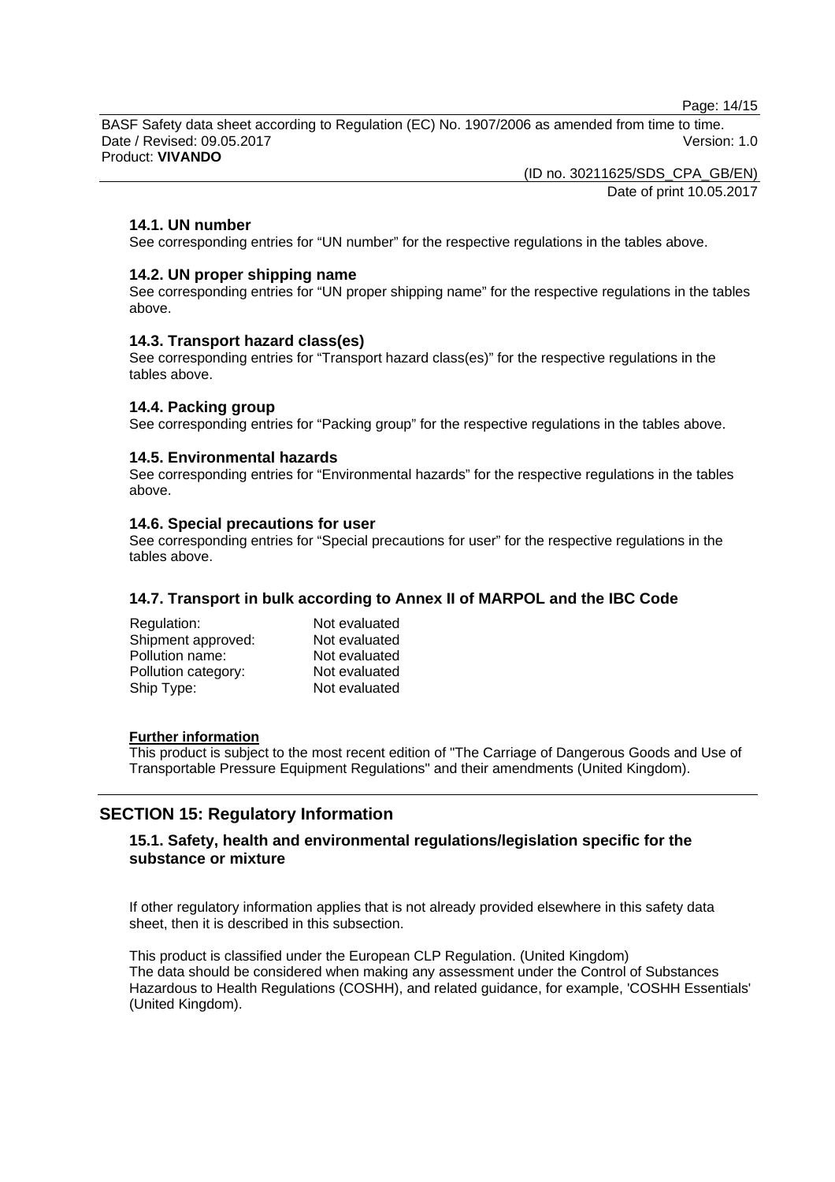### 14.1. UN number

See corresponding entries for “UN number” for the respective regulations in the tables above.

### 14.2. UN proper shipping name

See corresponding entries for “UN proper shipping name” for the respective regulations in the tables above.

### 14.3. Transport hazard class(es)

See corresponding entries for “Transport hazard class(es)” for the respective regulations in the tables above.

### 14.4. Packing group

See corresponding entries for “Packing group” for the respective regulations in the tables above.

### 14.5. Environmental hazards

See corresponding entries for “Environmental hazards” for the respective regulations in the tables above.

### 14.6. Special precautions for user

See corresponding entries for “Special precautions for user” for the respective regulations in the tables above.

### 14.7. Transport in bulk according to Annex II of MARPOL and the IBC Code

| | |
|---|---|
| Regulation: | Not evaluated |
| Shipment approved: | Not evaluated |
| Pollution name: | Not evaluated |
| Pollution category: | Not evaluated |
| Ship Type: | Not evaluated |

**Further information**

This product is subject to the most recent edition of "The Carriage of Dangerous Goods and Use of Transportable Pressure Equipment Regulations" and their amendments (United Kingdom).

## SECTION 15: Regulatory Information

### 15.1. Safety, health and environmental regulations/legislation specific for the substance or mixture

If other regulatory information applies that is not already provided elsewhere in this safety data sheet, then it is described in this subsection.

This product is classified under the European CLP Regulation. (United Kingdom)
The data should be considered when making any assessment under the Control of Substances Hazardous to Health Regulations (COSHH), and related guidance, for example, 'COSHH Essentials' (United Kingdom).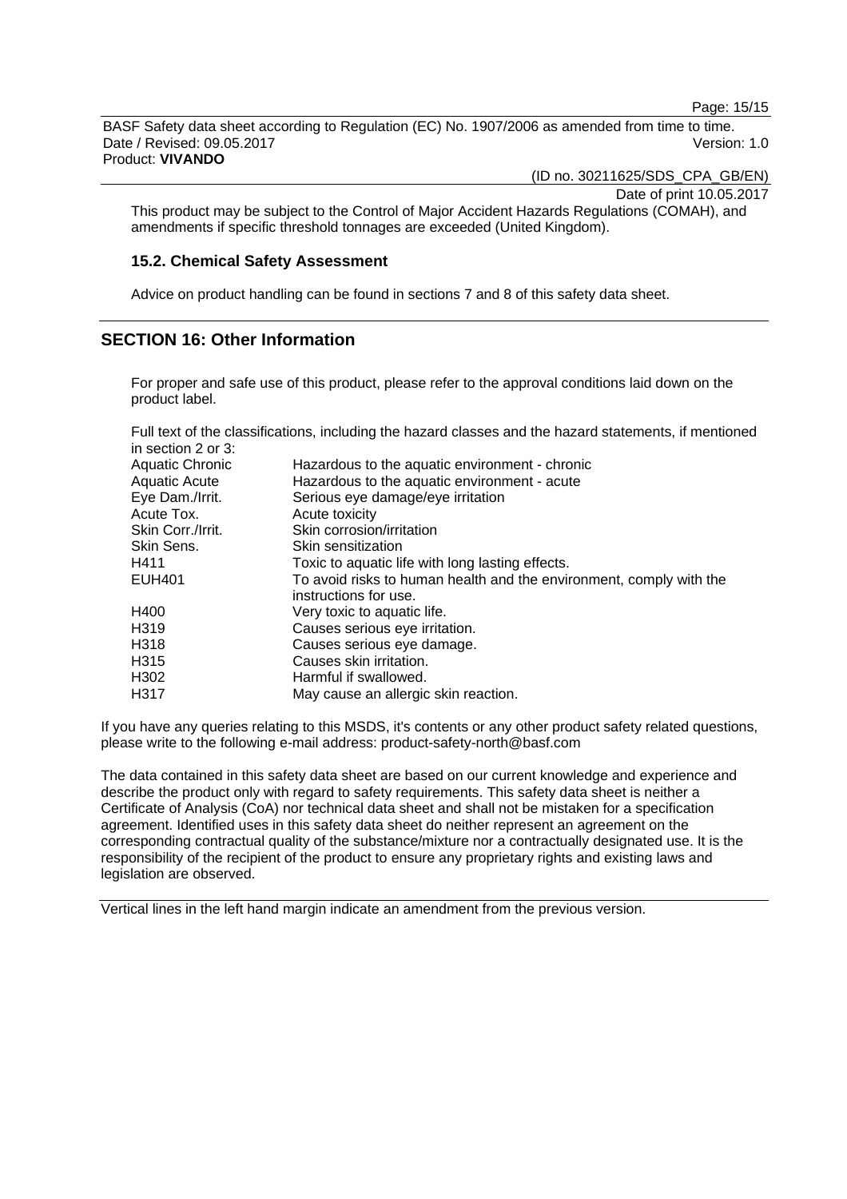This product may be subject to the Control of Major Accident Hazards Regulations (COMAH), and amendments if specific threshold tonnages are exceeded (United Kingdom).

### 15.2. Chemical Safety Assessment

Advice on product handling can be found in sections 7 and 8 of this safety data sheet.

## SECTION 16: Other Information

For proper and safe use of this product, please refer to the approval conditions laid down on the product label.

Full text of the classifications, including the hazard classes and the hazard statements, if mentioned in section 2 or 3:

| | |
|---|---|
| Aquatic Chronic | Hazardous to the aquatic environment - chronic |
| Aquatic Acute | Hazardous to the aquatic environment - acute |
| Eye Dam./Irrit. | Serious eye damage/eye irritation |
| Acute Tox. | Acute toxicity |
| Skin Corr./Irrit. | Skin corrosion/irritation |
| Skin Sens. | Skin sensitization |
| H411 | Toxic to aquatic life with long lasting effects. |
| EUH401 | To avoid risks to human health and the environment, comply with the instructions for use. |
| H400 | Very toxic to aquatic life. |
| H319 | Causes serious eye irritation. |
| H318 | Causes serious eye damage. |
| H315 | Causes skin irritation. |
| H302 | Harmful if swallowed. |
| H317 | May cause an allergic skin reaction. |

If you have any queries relating to this MSDS, it's contents or any other product safety related questions, please write to the following e-mail address: product-safety-north@basf.com

The data contained in this safety data sheet are based on our current knowledge and experience and describe the product only with regard to safety requirements. This safety data sheet is neither a Certificate of Analysis (CoA) nor technical data sheet and shall not be mistaken for a specification agreement. Identified uses in this safety data sheet do neither represent an agreement on the corresponding contractual quality of the substance/mixture nor a contractually designated use. It is the responsibility of the recipient of the product to ensure any proprietary rights and existing laws and legislation are observed.

Vertical lines in the left hand margin indicate an amendment from the previous version.